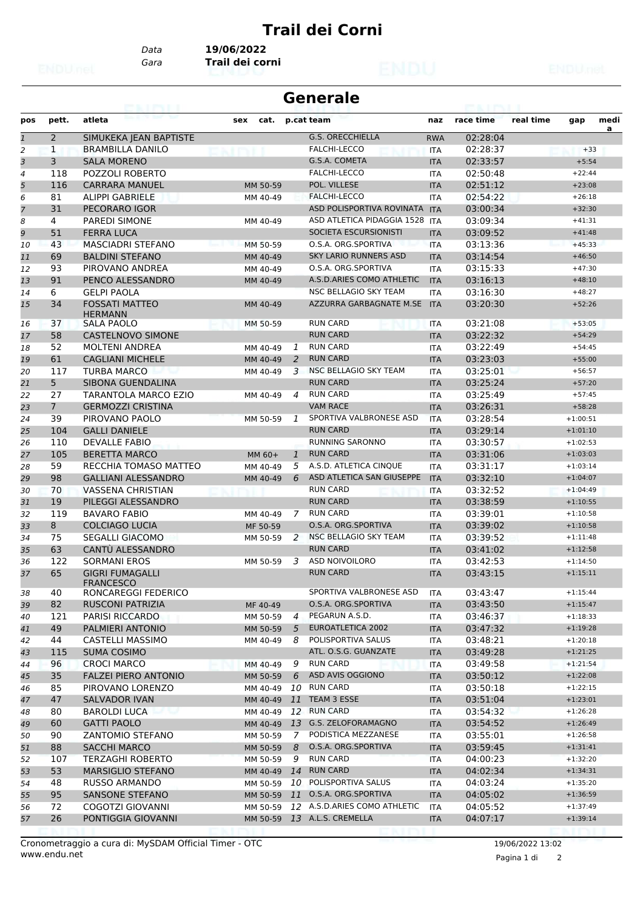# Trail dei Corni

Data **19/06/2022**
Gara **Trail dei corni**

## Generale

| pos | pett. | atleta | sex | cat. | p.cat | team | naz | race time | real time | gap | media |
|---|---|---|---|---|---|---|---|---|---|---|---|
| 1 | 2 | SIMUKEKA JEAN BAPTISTE | | | | G.S. ORECCHIELLA | RWA | 02:28:04 | | | |
| 2 | 1 | BRAMBILLA DANILO | | | | FALCHI-LECCO | ITA | 02:28:37 | | +33 | |
| 3 | 3 | SALA MORENO | | | | G.S.A. COMETA | ITA | 02:33:57 | | +5:54 | |
| 4 | 118 | POZZOLI ROBERTO | | | | FALCHI-LECCO | ITA | 02:50:48 | | +22:44 | |
| 5 | 116 | CARRARA MANUEL | | MM 50-59 | | POL. VILLESE | ITA | 02:51:12 | | +23:08 | |
| 6 | 81 | ALIPPI GABRIELE | | MM 40-49 | | FALCHI-LECCO | ITA | 02:54:22 | | +26:18 | |
| 7 | 31 | PECORARO IGOR | | | | ASD POLISPORTIVA ROVINATA | ITA | 03:00:34 | | +32:30 | |
| 8 | 4 | PAREDI SIMONE | | MM 40-49 | | ASD ATLETICA PIDAGGIA 1528 | ITA | 03:09:34 | | +41:31 | |
| 9 | 51 | FERRA LUCA | | | | SOCIETA ESCURSIONISTI | ITA | 03:09:52 | | +41:48 | |
| 10 | 43 | MASCIADRI STEFANO | | MM 50-59 | | O.S.A. ORG.SPORTIVA | ITA | 03:13:36 | | +45:33 | |
| 11 | 69 | BALDINI STEFANO | | MM 40-49 | | SKY LARIO RUNNERS ASD | ITA | 03:14:54 | | +46:50 | |
| 12 | 93 | PIROVANO ANDREA | | MM 40-49 | | O.S.A. ORG.SPORTIVA | ITA | 03:15:33 | | +47:30 | |
| 13 | 91 | PENCO ALESSANDRO | | MM 40-49 | | A.S.D.ARIES COMO ATHLETIC | ITA | 03:16:13 | | +48:10 | |
| 14 | 6 | GELPI PAOLA | | | | NSC BELLAGIO SKY TEAM | ITA | 03:16:30 | | +48:27 | |
| 15 | 34 | FOSSATI MATTEO HERMANN | | MM 40-49 | | AZZURRA GARBAGNATE M.SE | ITA | 03:20:30 | | +52:26 | |
| 16 | 37 | SALA PAOLO | | MM 50-59 | | RUN CARD | ITA | 03:21:08 | | +53:05 | |
| 17 | 58 | CASTELNOVO SIMONE | | | | RUN CARD | ITA | 03:22:32 | | +54:29 | |
| 18 | 52 | MOLTENI ANDREA | | MM 40-49 | 1 | RUN CARD | ITA | 03:22:49 | | +54:45 | |
| 19 | 61 | CAGLIANI MICHELE | | MM 40-49 | 2 | RUN CARD | ITA | 03:23:03 | | +55:00 | |
| 20 | 117 | TURBA MARCO | | MM 40-49 | 3 | NSC BELLAGIO SKY TEAM | ITA | 03:25:01 | | +56:57 | |
| 21 | 5 | SIBONA GUENDALINA | | | | RUN CARD | ITA | 03:25:24 | | +57:20 | |
| 22 | 27 | TARANTOLA MARCO EZIO | | MM 40-49 | 4 | RUN CARD | ITA | 03:25:49 | | +57:45 | |
| 23 | 7 | GERMOZZI CRISTINA | | | | VAM RACE | ITA | 03:26:31 | | +58:28 | |
| 24 | 39 | PIROVANO PAOLO | | MM 50-59 | 1 | SPORTIVA VALBRONESE ASD | ITA | 03:28:54 | | +1:00:51 | |
| 25 | 104 | GALLI DANIELE | | | | RUN CARD | ITA | 03:29:14 | | +1:01:10 | |
| 26 | 110 | DEVALLE FABIO | | | | RUNNING SARONNO | ITA | 03:30:57 | | +1:02:53 | |
| 27 | 105 | BERETTA MARCO | | MM 60+ | 1 | RUN CARD | ITA | 03:31:06 | | +1:03:03 | |
| 28 | 59 | RECCHIA TOMASO MATTEO | | MM 40-49 | 5 | A.S.D. ATLETICA CINQUE | ITA | 03:31:17 | | +1:03:14 | |
| 29 | 98 | GALLIANI ALESSANDRO | | MM 40-49 | 6 | ASD ATLETICA SAN GIUSEPPE | ITA | 03:32:10 | | +1:04:07 | |
| 30 | 70 | VASSENA CHRISTIAN | | | | RUN CARD | ITA | 03:32:52 | | +1:04:49 | |
| 31 | 19 | PILEGGI ALESSANDRO | | | | RUN CARD | ITA | 03:38:59 | | +1:10:55 | |
| 32 | 119 | BAVARO FABIO | | MM 40-49 | 7 | RUN CARD | ITA | 03:39:01 | | +1:10:58 | |
| 33 | 8 | COLCIAGO LUCIA | | MF 50-59 | | O.S.A. ORG.SPORTIVA | ITA | 03:39:02 | | +1:10:58 | |
| 34 | 75 | SEGALLI GIACOMO | | MM 50-59 | 2 | NSC BELLAGIO SKY TEAM | ITA | 03:39:52 | | +1:11:48 | |
| 35 | 63 | CANTÙ ALESSANDRO | | | | RUN CARD | ITA | 03:41:02 | | +1:12:58 | |
| 36 | 122 | SORMANI EROS | | MM 50-59 | 3 | ASD NOIVOILORO | ITA | 03:42:53 | | +1:14:50 | |
| 37 | 65 | GIGRI FUMAGALLI FRANCESCO | | | | RUN CARD | ITA | 03:43:15 | | +1:15:11 | |
| 38 | 40 | RONCAREGGI FEDERICO | | | | SPORTIVA VALBRONESE ASD | ITA | 03:43:47 | | +1:15:44 | |
| 39 | 82 | RUSCONI PATRIZIA | | MF 40-49 | | O.S.A. ORG.SPORTIVA | ITA | 03:43:50 | | +1:15:47 | |
| 40 | 121 | PARISI RICCARDO | | MM 50-59 | 4 | PEGARUN A.S.D. | ITA | 03:46:37 | | +1:18:33 | |
| 41 | 49 | PALMIERI ANTONIO | | MM 50-59 | 5 | EUROATLETICA 2002 | ITA | 03:47:32 | | +1:19:28 | |
| 42 | 44 | CASTELLI MASSIMO | | MM 40-49 | 8 | POLISPORTIVA SALUS | ITA | 03:48:21 | | +1:20:18 | |
| 43 | 115 | SUMA COSIMO | | | | ATL. O.S.G. GUANZATE | ITA | 03:49:28 | | +1:21:25 | |
| 44 | 96 | CROCI MARCO | | MM 40-49 | 9 | RUN CARD | ITA | 03:49:58 | | +1:21:54 | |
| 45 | 35 | FALZEI PIERO ANTONIO | | MM 50-59 | 6 | ASD AVIS OGGIONO | ITA | 03:50:12 | | +1:22:08 | |
| 46 | 85 | PIROVANO LORENZO | | MM 40-49 | 10 | RUN CARD | ITA | 03:50:18 | | +1:22:15 | |
| 47 | 47 | SALVADOR IVAN | | MM 40-49 | 11 | TEAM 3 ESSE | ITA | 03:51:04 | | +1:23:01 | |
| 48 | 80 | BAROLDI LUCA | | MM 40-49 | 12 | RUN CARD | ITA | 03:54:32 | | +1:26:28 | |
| 49 | 60 | GATTI PAOLO | | MM 40-49 | 13 | G.S. ZELOFORAMAGNO | ITA | 03:54:52 | | +1:26:49 | |
| 50 | 90 | ZANTOMIO STEFANO | | MM 50-59 | 7 | PODISTICA MEZZANESE | ITA | 03:55:01 | | +1:26:58 | |
| 51 | 88 | SACCHI MARCO | | MM 50-59 | 8 | O.S.A. ORG.SPORTIVA | ITA | 03:59:45 | | +1:31:41 | |
| 52 | 107 | TERZAGHI ROBERTO | | MM 50-59 | 9 | RUN CARD | ITA | 04:00:23 | | +1:32:20 | |
| 53 | 53 | MARSIGLIO STEFANO | | MM 40-49 | 14 | RUN CARD | ITA | 04:02:34 | | +1:34:31 | |
| 54 | 48 | RUSSO ARMANDO | | MM 50-59 | 10 | POLISPORTIVA SALUS | ITA | 04:03:24 | | +1:35:20 | |
| 55 | 95 | SANSONE STEFANO | | MM 50-59 | 11 | O.S.A. ORG.SPORTIVA | ITA | 04:05:02 | | +1:36:59 | |
| 56 | 72 | COGOTZI GIOVANNI | | MM 50-59 | 12 | A.S.D.ARIES COMO ATHLETIC | ITA | 04:05:52 | | +1:37:49 | |
| 57 | 26 | PONTIGGIA GIOVANNI | | MM 50-59 | 13 | A.L.S. CREMELLA | ITA | 04:07:17 | | +1:39:14 | |

Cronometraggio a cura di: MySDAM Official Timer - OTC
www.endu.net

19/06/2022 13:02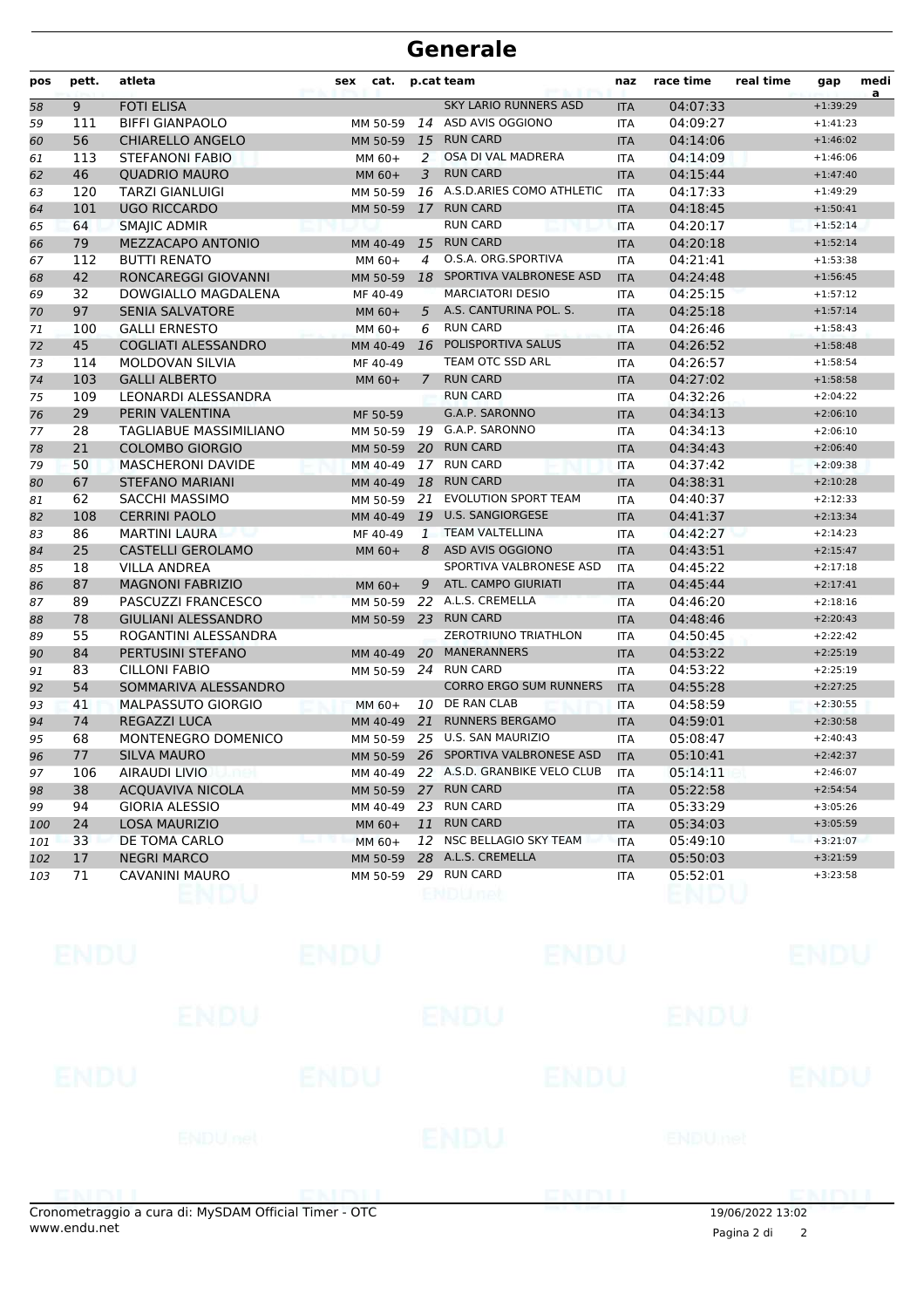# Generale

| pos | pett. | atleta | sex | cat. | p.cat | team | naz | race time | real time | gap | media |
|---|---|---|---|---|---|---|---|---|---|---|---|
| 58 | 9 | FOTI ELISA | | | | SKY LARIO RUNNERS ASD | ITA | 04:07:33 | | +1:39:29 | |
| 59 | 111 | BIFFI GIANPAOLO | | MM 50-59 | 14 | ASD AVIS OGGIONO | ITA | 04:09:27 | | +1:41:23 | |
| 60 | 56 | CHIARELLO ANGELO | | MM 50-59 | 15 | RUN CARD | ITA | 04:14:06 | | +1:46:02 | |
| 61 | 113 | STEFANONI FABIO | | MM 60+ | 2 | OSA DI VAL MADRERA | ITA | 04:14:09 | | +1:46:06 | |
| 62 | 46 | QUADRIO MAURO | | MM 60+ | 3 | RUN CARD | ITA | 04:15:44 | | +1:47:40 | |
| 63 | 120 | TARZI GIANLUIGI | | MM 50-59 | 16 | A.S.D.ARIES COMO ATHLETIC | ITA | 04:17:33 | | +1:49:29 | |
| 64 | 101 | UGO RICCARDO | | MM 50-59 | 17 | RUN CARD | ITA | 04:18:45 | | +1:50:41 | |
| 65 | 64 | SMAJIC ADMIR | | | | RUN CARD | ITA | 04:20:17 | | +1:52:14 | |
| 66 | 79 | MEZZACAPO ANTONIO | | MM 40-49 | 15 | RUN CARD | ITA | 04:20:18 | | +1:52:14 | |
| 67 | 112 | BUTTI RENATO | | MM 60+ | 4 | O.S.A. ORG.SPORTIVA | ITA | 04:21:41 | | +1:53:38 | |
| 68 | 42 | RONCAREGGI GIOVANNI | | MM 50-59 | 18 | SPORTIVA VALBRONESE ASD | ITA | 04:24:48 | | +1:56:45 | |
| 69 | 32 | DOWGIALLO MAGDALENA | | MF 40-49 | | MARCIATORI DESIO | ITA | 04:25:15 | | +1:57:12 | |
| 70 | 97 | SENIA SALVATORE | | MM 60+ | 5 | A.S. CANTURINA POL. S. | ITA | 04:25:18 | | +1:57:14 | |
| 71 | 100 | GALLI ERNESTO | | MM 60+ | 6 | RUN CARD | ITA | 04:26:46 | | +1:58:43 | |
| 72 | 45 | COGLIATI ALESSANDRO | | MM 40-49 | 16 | POLISPORTIVA SALUS | ITA | 04:26:52 | | +1:58:48 | |
| 73 | 114 | MOLDOVAN SILVIA | | MF 40-49 | | TEAM OTC SSD ARL | ITA | 04:26:57 | | +1:58:54 | |
| 74 | 103 | GALLI ALBERTO | | MM 60+ | 7 | RUN CARD | ITA | 04:27:02 | | +1:58:58 | |
| 75 | 109 | LEONARDI ALESSANDRA | | | | RUN CARD | ITA | 04:32:26 | | +2:04:22 | |
| 76 | 29 | PERIN VALENTINA | | MF 50-59 | | G.A.P. SARONNO | ITA | 04:34:13 | | +2:06:10 | |
| 77 | 28 | TAGLIABUE MASSIMILIANO | | MM 50-59 | 19 | G.A.P. SARONNO | ITA | 04:34:13 | | +2:06:10 | |
| 78 | 21 | COLOMBO GIORGIO | | MM 50-59 | 20 | RUN CARD | ITA | 04:34:43 | | +2:06:40 | |
| 79 | 50 | MASCHERONI DAVIDE | | MM 40-49 | 17 | RUN CARD | ITA | 04:37:42 | | +2:09:38 | |
| 80 | 67 | STEFANO MARIANI | | MM 40-49 | 18 | RUN CARD | ITA | 04:38:31 | | +2:10:28 | |
| 81 | 62 | SACCHI MASSIMO | | MM 50-59 | 21 | EVOLUTION SPORT TEAM | ITA | 04:40:37 | | +2:12:33 | |
| 82 | 108 | CERRINI PAOLO | | MM 40-49 | 19 | U.S. SANGIORGESE | ITA | 04:41:37 | | +2:13:34 | |
| 83 | 86 | MARTINI LAURA | | MF 40-49 | 1 | TEAM VALTELLINA | ITA | 04:42:27 | | +2:14:23 | |
| 84 | 25 | CASTELLI GEROLAMO | | MM 60+ | 8 | ASD AVIS OGGIONO | ITA | 04:43:51 | | +2:15:47 | |
| 85 | 18 | VILLA ANDREA | | | | SPORTIVA VALBRONESE ASD | ITA | 04:45:22 | | +2:17:18 | |
| 86 | 87 | MAGNONI FABRIZIO | | MM 60+ | 9 | ATL. CAMPO GIURIATI | ITA | 04:45:44 | | +2:17:41 | |
| 87 | 89 | PASCUZZI FRANCESCO | | MM 50-59 | 22 | A.L.S. CREMELLA | ITA | 04:46:20 | | +2:18:16 | |
| 88 | 78 | GIULIANI ALESSANDRO | | MM 50-59 | 23 | RUN CARD | ITA | 04:48:46 | | +2:20:43 | |
| 89 | 55 | ROGANTINI ALESSANDRA | | | | ZEROTRIUNO TRIATHLON | ITA | 04:50:45 | | +2:22:42 | |
| 90 | 84 | PERTUSINI STEFANO | | MM 40-49 | 20 | MANERANNERS | ITA | 04:53:22 | | +2:25:19 | |
| 91 | 83 | CILLONI FABIO | | MM 50-59 | 24 | RUN CARD | ITA | 04:53:22 | | +2:25:19 | |
| 92 | 54 | SOMMARIVA ALESSANDRO | | | | CORRO ERGO SUM RUNNERS | ITA | 04:55:28 | | +2:27:25 | |
| 93 | 41 | MALPASSUTO GIORGIO | | MM 60+ | 10 | DE RAN CLAB | ITA | 04:58:59 | | +2:30:55 | |
| 94 | 74 | REGAZZI LUCA | | MM 40-49 | 21 | RUNNERS BERGAMO | ITA | 04:59:01 | | +2:30:58 | |
| 95 | 68 | MONTENEGRO DOMENICO | | MM 50-59 | 25 | U.S. SAN MAURIZIO | ITA | 05:08:47 | | +2:40:43 | |
| 96 | 77 | SILVA MAURO | | MM 50-59 | 26 | SPORTIVA VALBRONESE ASD | ITA | 05:10:41 | | +2:42:37 | |
| 97 | 106 | AIRAUDI LIVIO | | MM 40-49 | 22 | A.S.D. GRANBIKE VELO CLUB | ITA | 05:14:11 | | +2:46:07 | |
| 98 | 38 | ACQUAVIVA NICOLA | | MM 50-59 | 27 | RUN CARD | ITA | 05:22:58 | | +2:54:54 | |
| 99 | 94 | GIORIA ALESSIO | | MM 40-49 | 23 | RUN CARD | ITA | 05:33:29 | | +3:05:26 | |
| 100 | 24 | LOSA MAURIZIO | | MM 60+ | 11 | RUN CARD | ITA | 05:34:03 | | +3:05:59 | |
| 101 | 33 | DE TOMA CARLO | | MM 60+ | 12 | NSC BELLAGIO SKY TEAM | ITA | 05:49:10 | | +3:21:07 | |
| 102 | 17 | NEGRI MARCO | | MM 50-59 | 28 | A.L.S. CREMELLA | ITA | 05:50:03 | | +3:21:59 | |
| 103 | 71 | CAVANINI MAURO | | MM 50-59 | 29 | RUN CARD | ITA | 05:52:01 | | +3:23:58 | |

Cronometraggio a cura di: MySDAM Official Timer - OTC
www.endu.net

19/06/2022 13:02